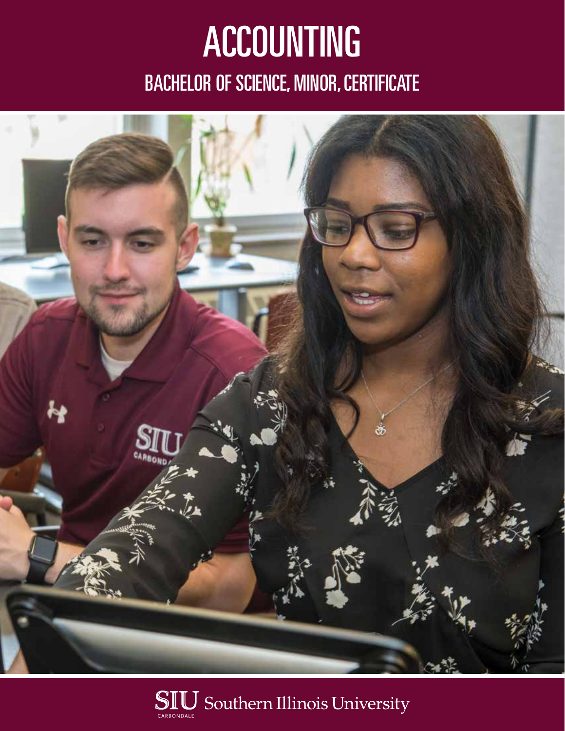# ACCOUNTING

## BACHELOR OF SCIENCE, MINOR, CERTIFICATE

SIU Southern Illinois University CARBONDALE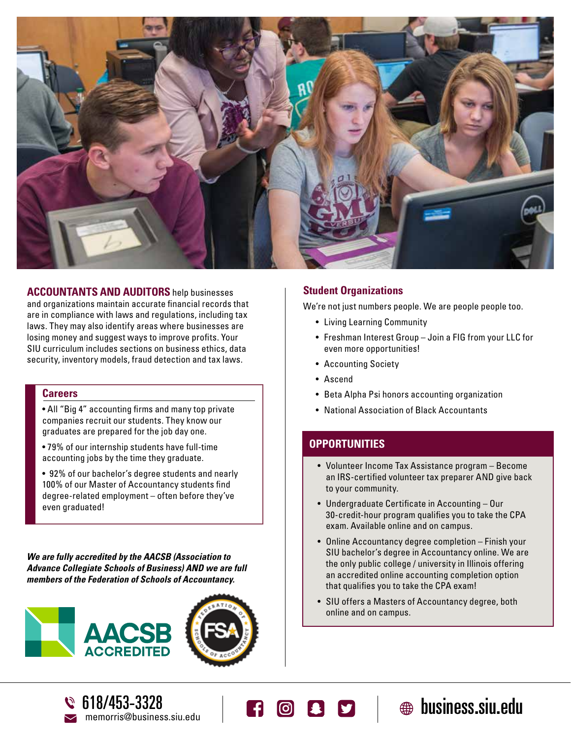**ACCOUNTANTS AND AUDITORS** help businesses and organizations maintain accurate financial records that are in compliance with laws and regulations, including tax laws. They may also identify areas where businesses are losing money and suggest ways to improve profits. Your SIU curriculum includes sections on business ethics, data security, inventory models, fraud detection and tax laws.

## Careers

- All "Big 4" accounting firms and many top private companies recruit our students. They know our graduates are prepared for the job day one.
- 79% of our internship students have full-time accounting jobs by the time they graduate.
- 92% of our bachelor's degree students and nearly 100% of our Master of Accountancy students find degree-related employment – often before they've even graduated!

***We are fully accredited by the AACSB (Association to Advance Collegiate Schools of Business) AND we are full members of the Federation of Schools of Accountancy.***

## Student Organizations

We're not just numbers people. We are people people too.

- Living Learning Community
- Freshman Interest Group – Join a FIG from your LLC for even more opportunities!
- Accounting Society
- Ascend
- Beta Alpha Psi honors accounting organization
- National Association of Black Accountants

## OPPORTUNITIES

- Volunteer Income Tax Assistance program – Become an IRS-certified volunteer tax preparer AND give back to your community.
- Undergraduate Certificate in Accounting – Our 30-credit-hour program qualifies you to take the CPA exam. Available online and on campus.
- Online Accountancy degree completion – Finish your SIU bachelor's degree in Accountancy online. We are the only public college / university in Illinois offering an accredited online accounting completion option that qualifies you to take the CPA exam!
- SIU offers a Masters of Accountancy degree, both online and on campus.

618/453-3328
memorris@business.siu.edu

business.siu.edu